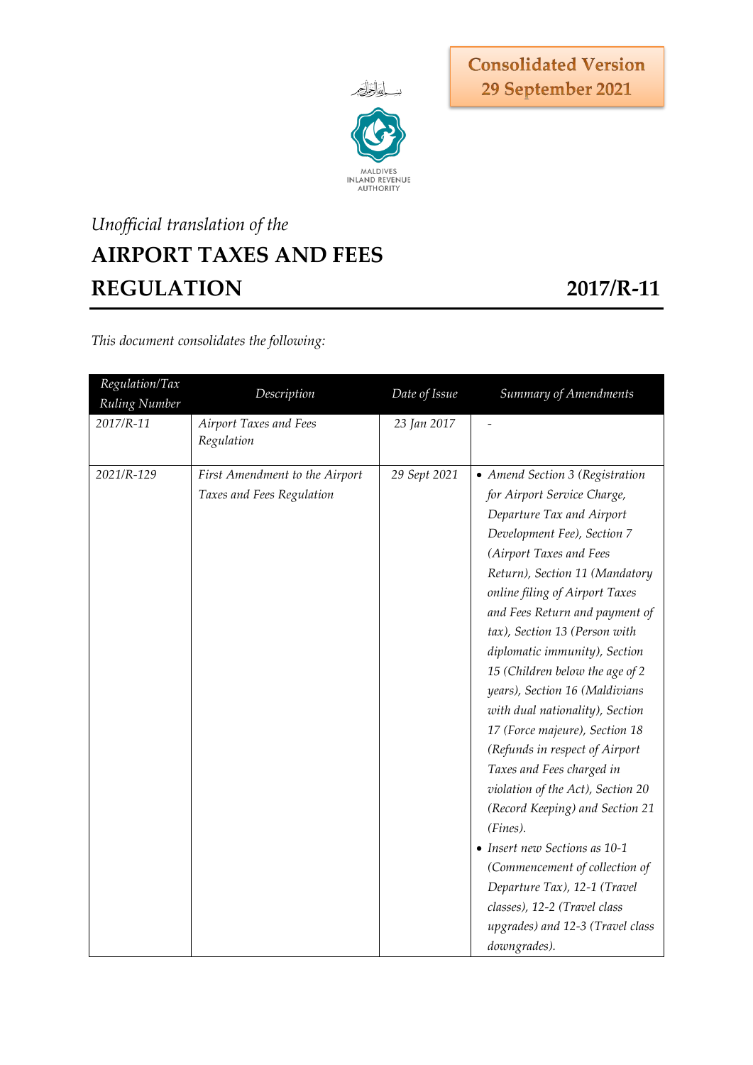**Consolidated Version**
**29 September 2021**

بسم الله الرحمن الرحيم

MALDIVES
INLAND REVENUE
AUTHORITY

*Unofficial translation of the*

# AIRPORT TAXES AND FEES REGULATION 2017/R-11

*This document consolidates the following:*

| *Regulation/Tax Ruling Number* | *Description* | *Date of Issue* | *Summary of Amendments* |
|---|---|---|---|
| *2017/R-11* | *Airport Taxes and Fees Regulation* | *23 Jan 2017* | - |
| *2021/R-129* | *First Amendment to the Airport Taxes and Fees Regulation* | *29 Sept 2021* | • *Amend Section 3 (Registration for Airport Service Charge, Departure Tax and Airport Development Fee), Section 7 (Airport Taxes and Fees Return), Section 11 (Mandatory online filing of Airport Taxes and Fees Return and payment of tax), Section 13 (Person with diplomatic immunity), Section 15 (Children below the age of 2 years), Section 16 (Maldivians with dual nationality), Section 17 (Force majeure), Section 18 (Refunds in respect of Airport Taxes and Fees charged in violation of the Act), Section 20 (Record Keeping) and Section 21 (Fines).* <br> • *Insert new Sections as 10-1 (Commencement of collection of Departure Tax), 12-1 (Travel classes), 12-2 (Travel class upgrades) and 12-3 (Travel class downgrades).* |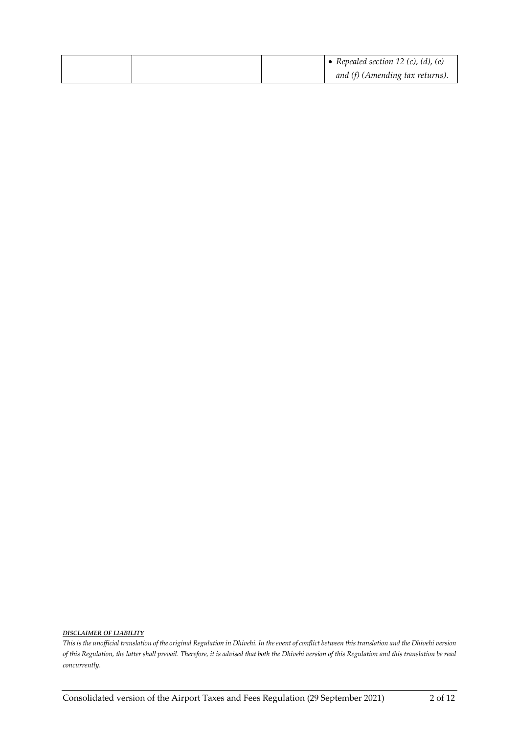| | | | |
|---|---|---|---|
| | | | • *Repealed section 12 (c), (d), (e) and (f) (Amending tax returns).* |

***DISCLAIMER OF LIABILITY***

*This is the unofficial translation of the original Regulation in Dhivehi. In the event of conflict between this translation and the Dhivehi version of this Regulation, the latter shall prevail. Therefore, it is advised that both the Dhivehi version of this Regulation and this translation be read concurrently.*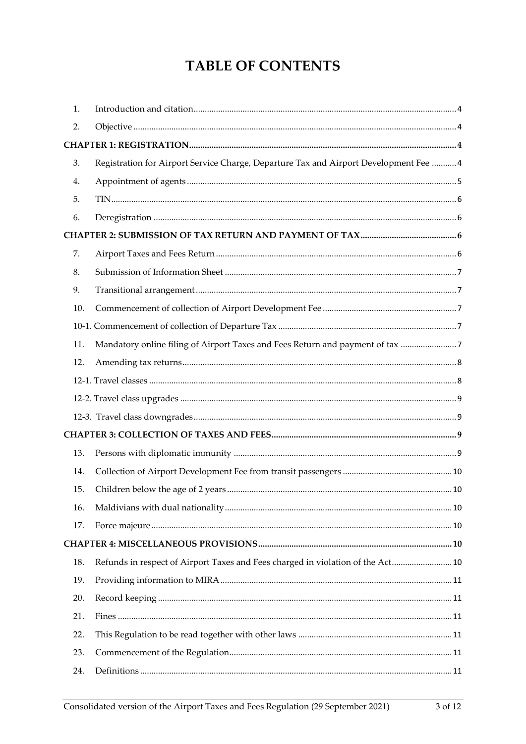# TABLE OF CONTENTS

| | | |
|---|---|---|
| 1. | Introduction and citation | 4 |
| 2. | Objective | 4 |
| **CHAPTER 1: REGISTRATION** | | **4** |
| 3. | Registration for Airport Service Charge, Departure Tax and Airport Development Fee | 4 |
| 4. | Appointment of agents | 5 |
| 5. | TIN | 6 |
| 6. | Deregistration | 6 |
| **CHAPTER 2: SUBMISSION OF TAX RETURN AND PAYMENT OF TAX** | | **6** |
| 7. | Airport Taxes and Fees Return | 6 |
| 8. | Submission of Information Sheet | 7 |
| 9. | Transitional arrangement | 7 |
| 10. | Commencement of collection of Airport Development Fee | 7 |
| 10-1. | Commencement of collection of Departure Tax | 7 |
| 11. | Mandatory online filing of Airport Taxes and Fees Return and payment of tax | 7 |
| 12. | Amending tax returns | 8 |
| 12-1. | Travel classes | 8 |
| 12-2. | Travel class upgrades | 9 |
| 12-3. | Travel class downgrades | 9 |
| **CHAPTER 3: COLLECTION OF TAXES AND FEES** | | **9** |
| 13. | Persons with diplomatic immunity | 9 |
| 14. | Collection of Airport Development Fee from transit passengers | 10 |
| 15. | Children below the age of 2 years | 10 |
| 16. | Maldivians with dual nationality | 10 |
| 17. | Force majeure | 10 |
| **CHAPTER 4: MISCELLANEOUS PROVISIONS** | | **10** |
| 18. | Refunds in respect of Airport Taxes and Fees charged in violation of the Act | 10 |
| 19. | Providing information to MIRA | 11 |
| 20. | Record keeping | 11 |
| 21. | Fines | 11 |
| 22. | This Regulation to be read together with other laws | 11 |
| 23. | Commencement of the Regulation | 11 |
| 24. | Definitions | 11 |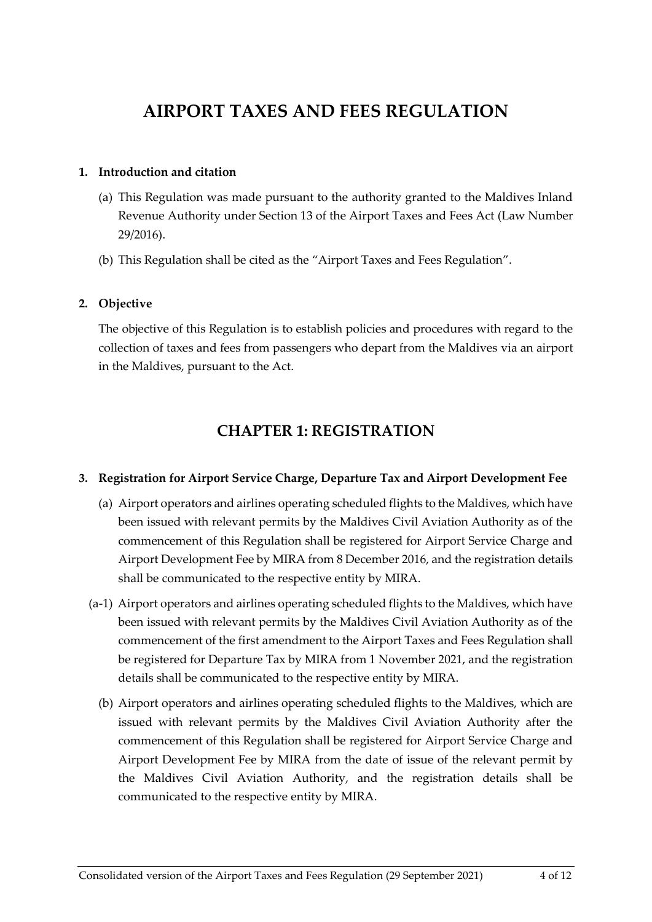# AIRPORT TAXES AND FEES REGULATION

**1. Introduction and citation**

(a) This Regulation was made pursuant to the authority granted to the Maldives Inland Revenue Authority under Section 13 of the Airport Taxes and Fees Act (Law Number 29/2016).

(b) This Regulation shall be cited as the "Airport Taxes and Fees Regulation".

**2. Objective**

The objective of this Regulation is to establish policies and procedures with regard to the collection of taxes and fees from passengers who depart from the Maldives via an airport in the Maldives, pursuant to the Act.

## CHAPTER 1: REGISTRATION

**3. Registration for Airport Service Charge, Departure Tax and Airport Development Fee**

(a) Airport operators and airlines operating scheduled flights to the Maldives, which have been issued with relevant permits by the Maldives Civil Aviation Authority as of the commencement of this Regulation shall be registered for Airport Service Charge and Airport Development Fee by MIRA from 8 December 2016, and the registration details shall be communicated to the respective entity by MIRA.

(a-1) Airport operators and airlines operating scheduled flights to the Maldives, which have been issued with relevant permits by the Maldives Civil Aviation Authority as of the commencement of the first amendment to the Airport Taxes and Fees Regulation shall be registered for Departure Tax by MIRA from 1 November 2021, and the registration details shall be communicated to the respective entity by MIRA.

(b) Airport operators and airlines operating scheduled flights to the Maldives, which are issued with relevant permits by the Maldives Civil Aviation Authority after the commencement of this Regulation shall be registered for Airport Service Charge and Airport Development Fee by MIRA from the date of issue of the relevant permit by the Maldives Civil Aviation Authority, and the registration details shall be communicated to the respective entity by MIRA.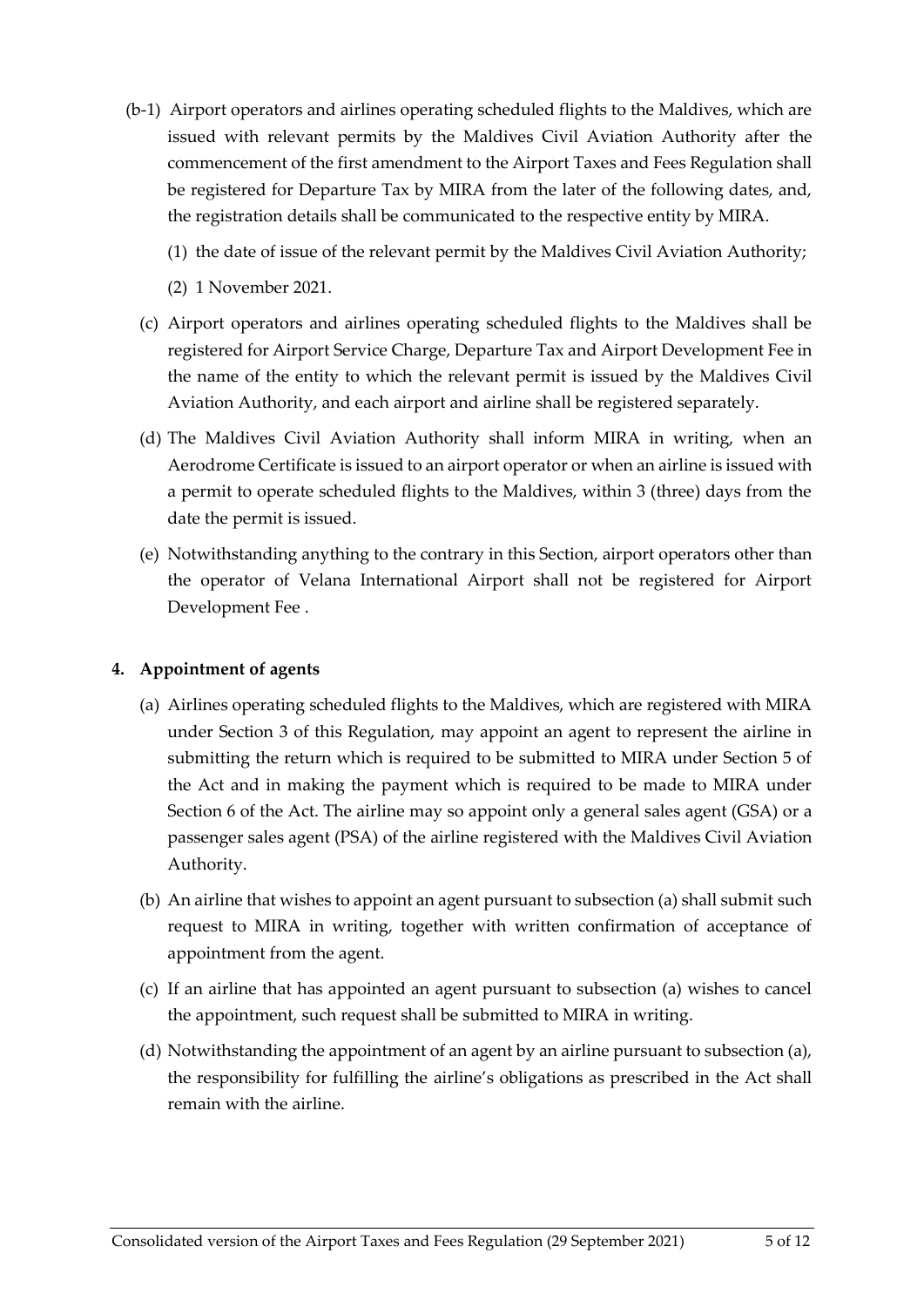(b-1) Airport operators and airlines operating scheduled flights to the Maldives, which are issued with relevant permits by the Maldives Civil Aviation Authority after the commencement of the first amendment to the Airport Taxes and Fees Regulation shall be registered for Departure Tax by MIRA from the later of the following dates, and, the registration details shall be communicated to the respective entity by MIRA.

(1) the date of issue of the relevant permit by the Maldives Civil Aviation Authority;

(2) 1 November 2021.

(c) Airport operators and airlines operating scheduled flights to the Maldives shall be registered for Airport Service Charge, Departure Tax and Airport Development Fee in the name of the entity to which the relevant permit is issued by the Maldives Civil Aviation Authority, and each airport and airline shall be registered separately.

(d) The Maldives Civil Aviation Authority shall inform MIRA in writing, when an Aerodrome Certificate is issued to an airport operator or when an airline is issued with a permit to operate scheduled flights to the Maldives, within 3 (three) days from the date the permit is issued.

(e) Notwithstanding anything to the contrary in this Section, airport operators other than the operator of Velana International Airport shall not be registered for Airport Development Fee .

**4. Appointment of agents**

(a) Airlines operating scheduled flights to the Maldives, which are registered with MIRA under Section 3 of this Regulation, may appoint an agent to represent the airline in submitting the return which is required to be submitted to MIRA under Section 5 of the Act and in making the payment which is required to be made to MIRA under Section 6 of the Act. The airline may so appoint only a general sales agent (GSA) or a passenger sales agent (PSA) of the airline registered with the Maldives Civil Aviation Authority.

(b) An airline that wishes to appoint an agent pursuant to subsection (a) shall submit such request to MIRA in writing, together with written confirmation of acceptance of appointment from the agent.

(c) If an airline that has appointed an agent pursuant to subsection (a) wishes to cancel the appointment, such request shall be submitted to MIRA in writing.

(d) Notwithstanding the appointment of an agent by an airline pursuant to subsection (a), the responsibility for fulfilling the airline's obligations as prescribed in the Act shall remain with the airline.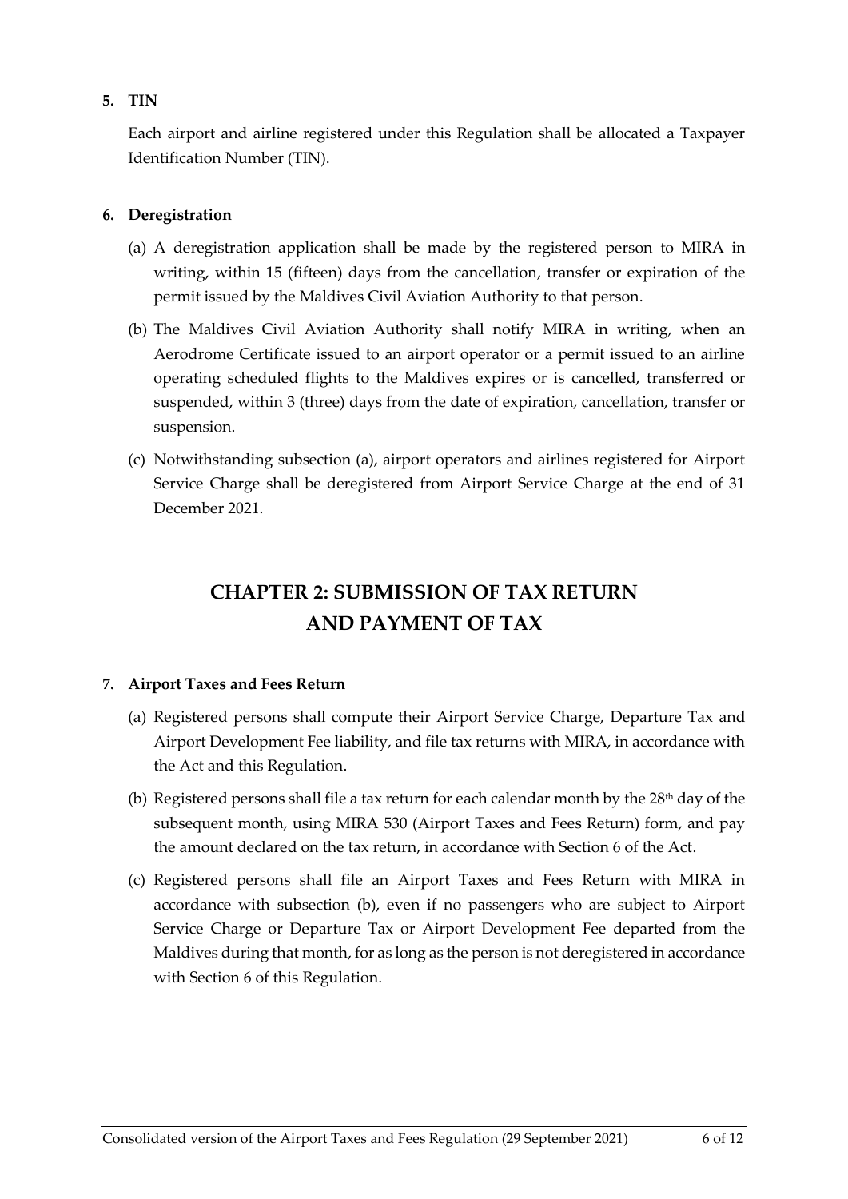**5. TIN**

Each airport and airline registered under this Regulation shall be allocated a Taxpayer Identification Number (TIN).

**6. Deregistration**

(a) A deregistration application shall be made by the registered person to MIRA in writing, within 15 (fifteen) days from the cancellation, transfer or expiration of the permit issued by the Maldives Civil Aviation Authority to that person.

(b) The Maldives Civil Aviation Authority shall notify MIRA in writing, when an Aerodrome Certificate issued to an airport operator or a permit issued to an airline operating scheduled flights to the Maldives expires or is cancelled, transferred or suspended, within 3 (three) days from the date of expiration, cancellation, transfer or suspension.

(c) Notwithstanding subsection (a), airport operators and airlines registered for Airport Service Charge shall be deregistered from Airport Service Charge at the end of 31 December 2021.

# CHAPTER 2: SUBMISSION OF TAX RETURN AND PAYMENT OF TAX

**7. Airport Taxes and Fees Return**

(a) Registered persons shall compute their Airport Service Charge, Departure Tax and Airport Development Fee liability, and file tax returns with MIRA, in accordance with the Act and this Regulation.

(b) Registered persons shall file a tax return for each calendar month by the 28th day of the subsequent month, using MIRA 530 (Airport Taxes and Fees Return) form, and pay the amount declared on the tax return, in accordance with Section 6 of the Act.

(c) Registered persons shall file an Airport Taxes and Fees Return with MIRA in accordance with subsection (b), even if no passengers who are subject to Airport Service Charge or Departure Tax or Airport Development Fee departed from the Maldives during that month, for as long as the person is not deregistered in accordance with Section 6 of this Regulation.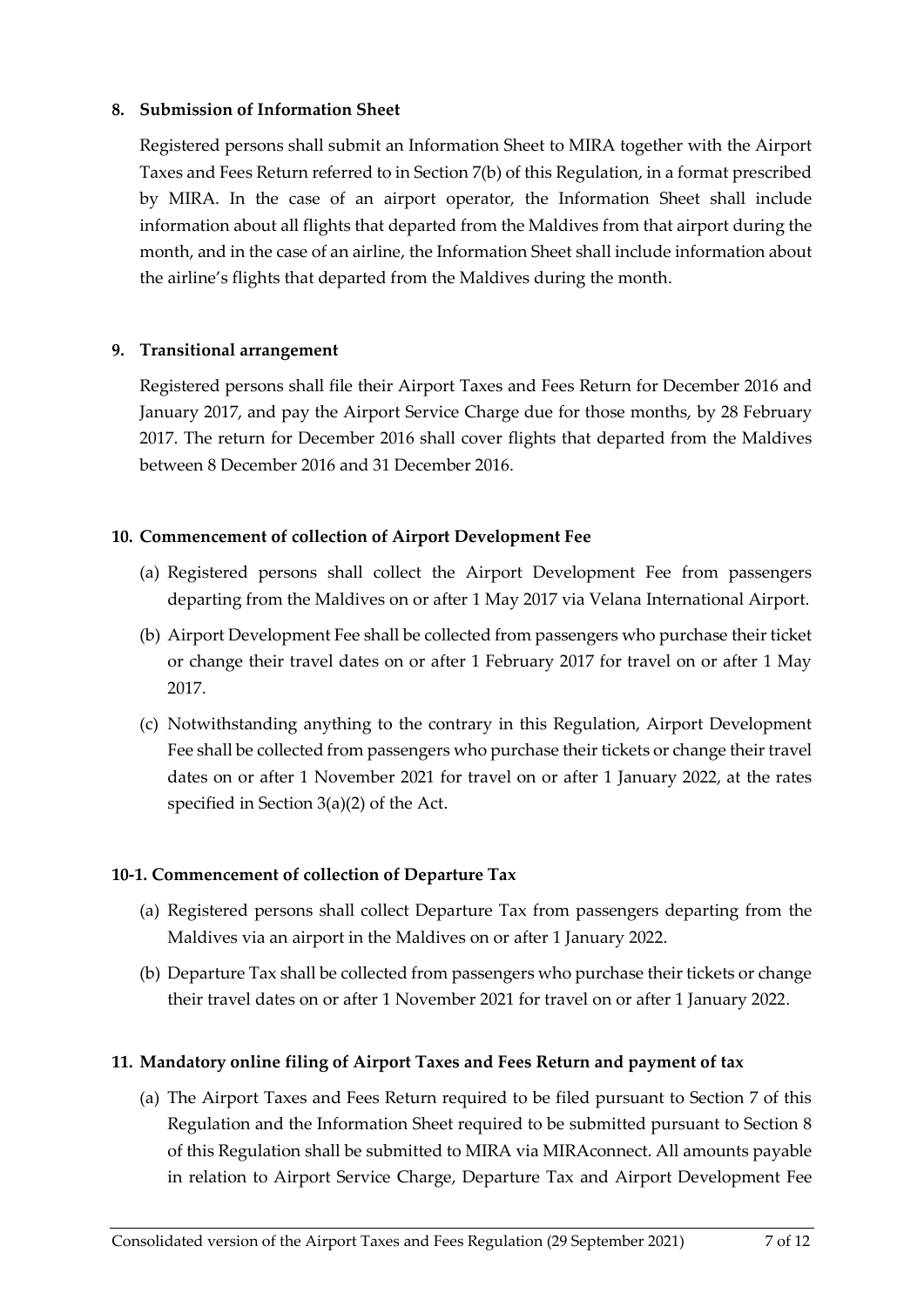**8. Submission of Information Sheet**

Registered persons shall submit an Information Sheet to MIRA together with the Airport Taxes and Fees Return referred to in Section 7(b) of this Regulation, in a format prescribed by MIRA. In the case of an airport operator, the Information Sheet shall include information about all flights that departed from the Maldives from that airport during the month, and in the case of an airline, the Information Sheet shall include information about the airline's flights that departed from the Maldives during the month.

**9. Transitional arrangement**

Registered persons shall file their Airport Taxes and Fees Return for December 2016 and January 2017, and pay the Airport Service Charge due for those months, by 28 February 2017. The return for December 2016 shall cover flights that departed from the Maldives between 8 December 2016 and 31 December 2016.

**10. Commencement of collection of Airport Development Fee**

(a) Registered persons shall collect the Airport Development Fee from passengers departing from the Maldives on or after 1 May 2017 via Velana International Airport.

(b) Airport Development Fee shall be collected from passengers who purchase their ticket or change their travel dates on or after 1 February 2017 for travel on or after 1 May 2017.

(c) Notwithstanding anything to the contrary in this Regulation, Airport Development Fee shall be collected from passengers who purchase their tickets or change their travel dates on or after 1 November 2021 for travel on or after 1 January 2022, at the rates specified in Section 3(a)(2) of the Act.

**10-1. Commencement of collection of Departure Tax**

(a) Registered persons shall collect Departure Tax from passengers departing from the Maldives via an airport in the Maldives on or after 1 January 2022.

(b) Departure Tax shall be collected from passengers who purchase their tickets or change their travel dates on or after 1 November 2021 for travel on or after 1 January 2022.

**11. Mandatory online filing of Airport Taxes and Fees Return and payment of tax**

(a) The Airport Taxes and Fees Return required to be filed pursuant to Section 7 of this Regulation and the Information Sheet required to be submitted pursuant to Section 8 of this Regulation shall be submitted to MIRA via MIRAconnect. All amounts payable in relation to Airport Service Charge, Departure Tax and Airport Development Fee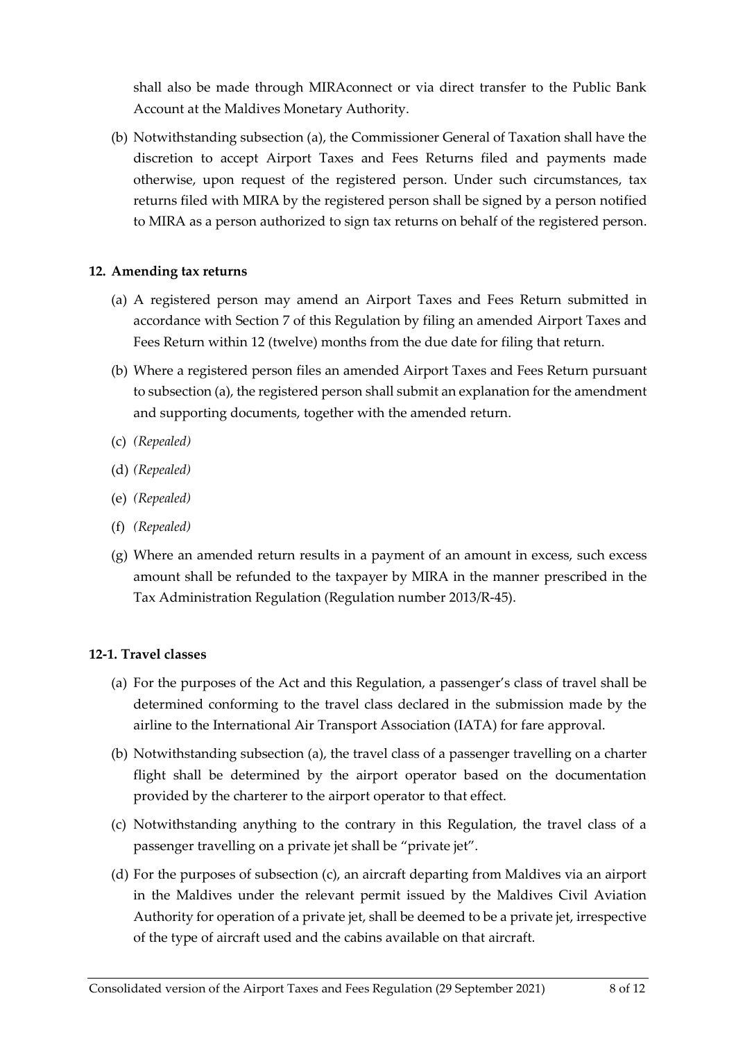shall also be made through MIRAconnect or via direct transfer to the Public Bank Account at the Maldives Monetary Authority.

(b) Notwithstanding subsection (a), the Commissioner General of Taxation shall have the discretion to accept Airport Taxes and Fees Returns filed and payments made otherwise, upon request of the registered person. Under such circumstances, tax returns filed with MIRA by the registered person shall be signed by a person notified to MIRA as a person authorized to sign tax returns on behalf of the registered person.

### 12. Amending tax returns

(a) A registered person may amend an Airport Taxes and Fees Return submitted in accordance with Section 7 of this Regulation by filing an amended Airport Taxes and Fees Return within 12 (twelve) months from the due date for filing that return.

(b) Where a registered person files an amended Airport Taxes and Fees Return pursuant to subsection (a), the registered person shall submit an explanation for the amendment and supporting documents, together with the amended return.

(c) *(Repealed)*

(d) *(Repealed)*

(e) *(Repealed)*

(f) *(Repealed)*

(g) Where an amended return results in a payment of an amount in excess, such excess amount shall be refunded to the taxpayer by MIRA in the manner prescribed in the Tax Administration Regulation (Regulation number 2013/R-45).

### 12-1. Travel classes

(a) For the purposes of the Act and this Regulation, a passenger's class of travel shall be determined conforming to the travel class declared in the submission made by the airline to the International Air Transport Association (IATA) for fare approval.

(b) Notwithstanding subsection (a), the travel class of a passenger travelling on a charter flight shall be determined by the airport operator based on the documentation provided by the charterer to the airport operator to that effect.

(c) Notwithstanding anything to the contrary in this Regulation, the travel class of a passenger travelling on a private jet shall be "private jet".

(d) For the purposes of subsection (c), an aircraft departing from Maldives via an airport in the Maldives under the relevant permit issued by the Maldives Civil Aviation Authority for operation of a private jet, shall be deemed to be a private jet, irrespective of the type of aircraft used and the cabins available on that aircraft.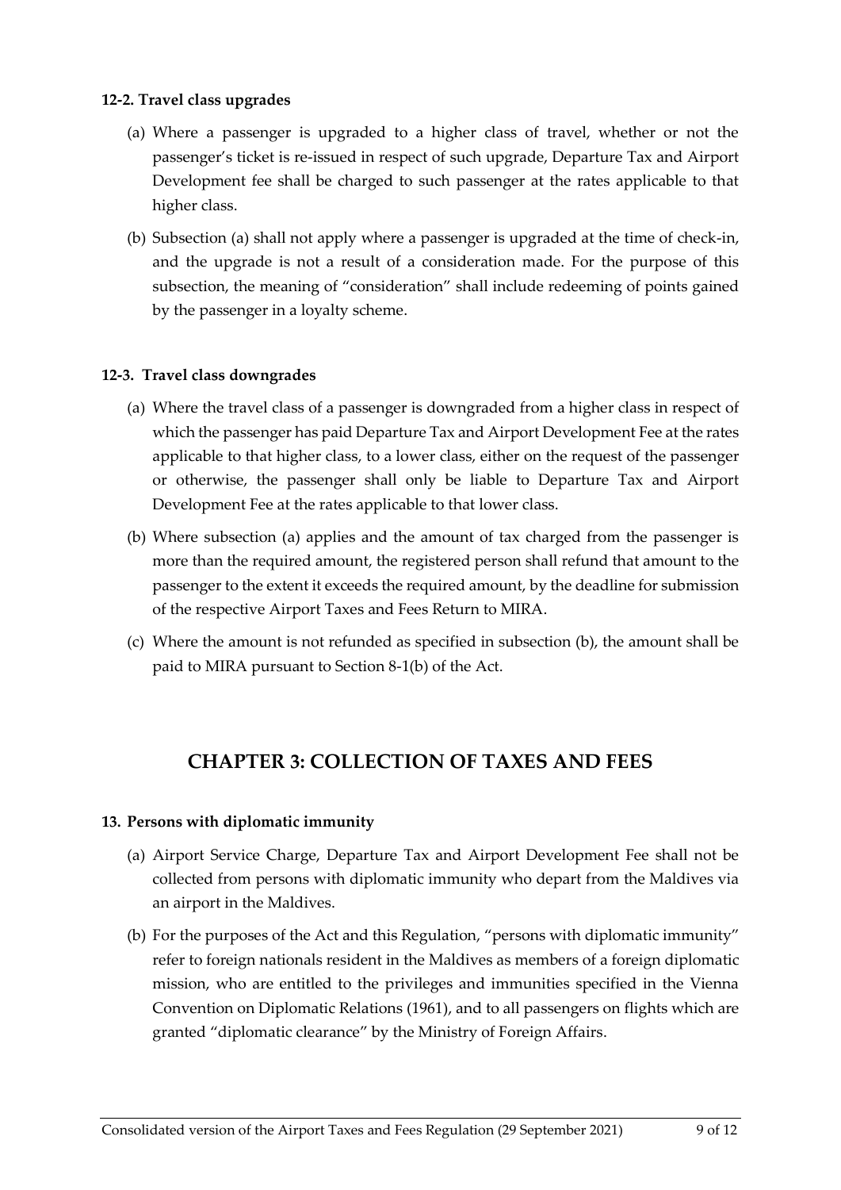#### 12-2. Travel class upgrades

(a) Where a passenger is upgraded to a higher class of travel, whether or not the passenger's ticket is re-issued in respect of such upgrade, Departure Tax and Airport Development fee shall be charged to such passenger at the rates applicable to that higher class.

(b) Subsection (a) shall not apply where a passenger is upgraded at the time of check-in, and the upgrade is not a result of a consideration made. For the purpose of this subsection, the meaning of "consideration" shall include redeeming of points gained by the passenger in a loyalty scheme.

#### 12-3. Travel class downgrades

(a) Where the travel class of a passenger is downgraded from a higher class in respect of which the passenger has paid Departure Tax and Airport Development Fee at the rates applicable to that higher class, to a lower class, either on the request of the passenger or otherwise, the passenger shall only be liable to Departure Tax and Airport Development Fee at the rates applicable to that lower class.

(b) Where subsection (a) applies and the amount of tax charged from the passenger is more than the required amount, the registered person shall refund that amount to the passenger to the extent it exceeds the required amount, by the deadline for submission of the respective Airport Taxes and Fees Return to MIRA.

(c) Where the amount is not refunded as specified in subsection (b), the amount shall be paid to MIRA pursuant to Section 8-1(b) of the Act.

## CHAPTER 3: COLLECTION OF TAXES AND FEES

#### 13. Persons with diplomatic immunity

(a) Airport Service Charge, Departure Tax and Airport Development Fee shall not be collected from persons with diplomatic immunity who depart from the Maldives via an airport in the Maldives.

(b) For the purposes of the Act and this Regulation, "persons with diplomatic immunity" refer to foreign nationals resident in the Maldives as members of a foreign diplomatic mission, who are entitled to the privileges and immunities specified in the Vienna Convention on Diplomatic Relations (1961), and to all passengers on flights which are granted "diplomatic clearance" by the Ministry of Foreign Affairs.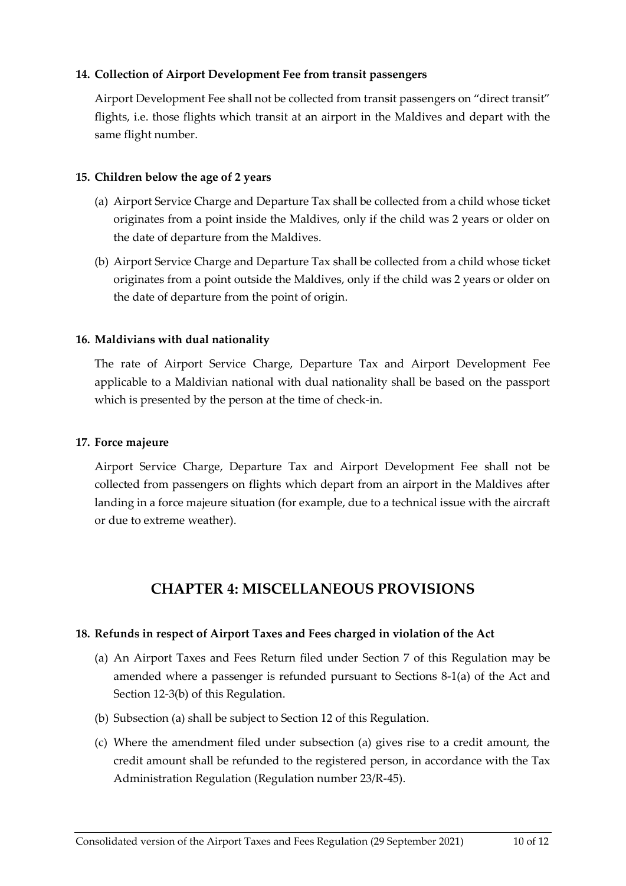#### 14. Collection of Airport Development Fee from transit passengers

Airport Development Fee shall not be collected from transit passengers on "direct transit" flights, i.e. those flights which transit at an airport in the Maldives and depart with the same flight number.

#### 15. Children below the age of 2 years

(a) Airport Service Charge and Departure Tax shall be collected from a child whose ticket originates from a point inside the Maldives, only if the child was 2 years or older on the date of departure from the Maldives.

(b) Airport Service Charge and Departure Tax shall be collected from a child whose ticket originates from a point outside the Maldives, only if the child was 2 years or older on the date of departure from the point of origin.

#### 16. Maldivians with dual nationality

The rate of Airport Service Charge, Departure Tax and Airport Development Fee applicable to a Maldivian national with dual nationality shall be based on the passport which is presented by the person at the time of check-in.

#### 17. Force majeure

Airport Service Charge, Departure Tax and Airport Development Fee shall not be collected from passengers on flights which depart from an airport in the Maldives after landing in a force majeure situation (for example, due to a technical issue with the aircraft or due to extreme weather).

## CHAPTER 4: MISCELLANEOUS PROVISIONS

#### 18. Refunds in respect of Airport Taxes and Fees charged in violation of the Act

(a) An Airport Taxes and Fees Return filed under Section 7 of this Regulation may be amended where a passenger is refunded pursuant to Sections 8-1(a) of the Act and Section 12-3(b) of this Regulation.

(b) Subsection (a) shall be subject to Section 12 of this Regulation.

(c) Where the amendment filed under subsection (a) gives rise to a credit amount, the credit amount shall be refunded to the registered person, in accordance with the Tax Administration Regulation (Regulation number 23/R-45).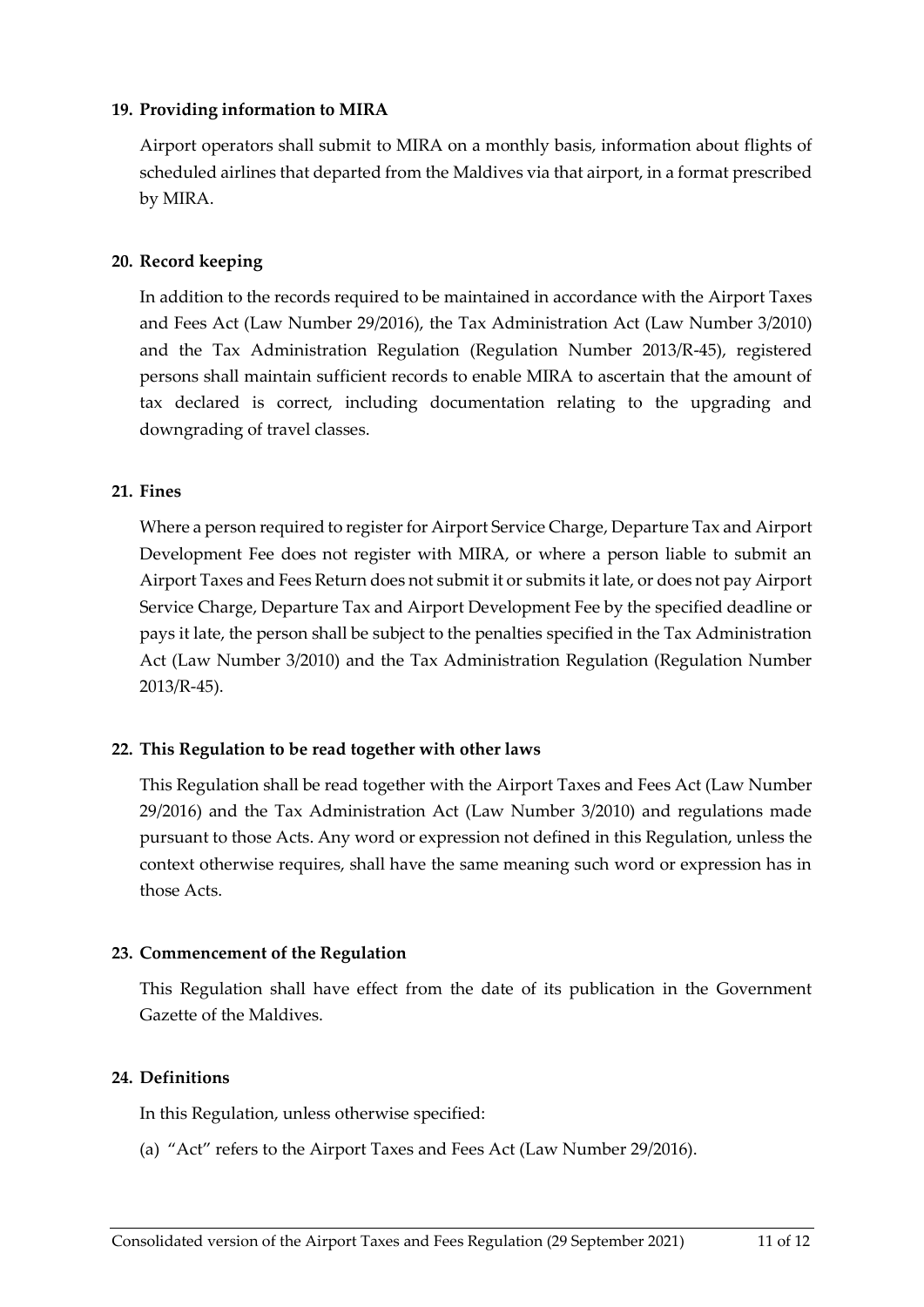## 19. Providing information to MIRA

Airport operators shall submit to MIRA on a monthly basis, information about flights of scheduled airlines that departed from the Maldives via that airport, in a format prescribed by MIRA.

## 20. Record keeping

In addition to the records required to be maintained in accordance with the Airport Taxes and Fees Act (Law Number 29/2016), the Tax Administration Act (Law Number 3/2010) and the Tax Administration Regulation (Regulation Number 2013/R-45), registered persons shall maintain sufficient records to enable MIRA to ascertain that the amount of tax declared is correct, including documentation relating to the upgrading and downgrading of travel classes.

## 21. Fines

Where a person required to register for Airport Service Charge, Departure Tax and Airport Development Fee does not register with MIRA, or where a person liable to submit an Airport Taxes and Fees Return does not submit it or submits it late, or does not pay Airport Service Charge, Departure Tax and Airport Development Fee by the specified deadline or pays it late, the person shall be subject to the penalties specified in the Tax Administration Act (Law Number 3/2010) and the Tax Administration Regulation (Regulation Number 2013/R-45).

## 22. This Regulation to be read together with other laws

This Regulation shall be read together with the Airport Taxes and Fees Act (Law Number 29/2016) and the Tax Administration Act (Law Number 3/2010) and regulations made pursuant to those Acts. Any word or expression not defined in this Regulation, unless the context otherwise requires, shall have the same meaning such word or expression has in those Acts.

## 23. Commencement of the Regulation

This Regulation shall have effect from the date of its publication in the Government Gazette of the Maldives.

## 24. Definitions

In this Regulation, unless otherwise specified:

(a) "Act" refers to the Airport Taxes and Fees Act (Law Number 29/2016).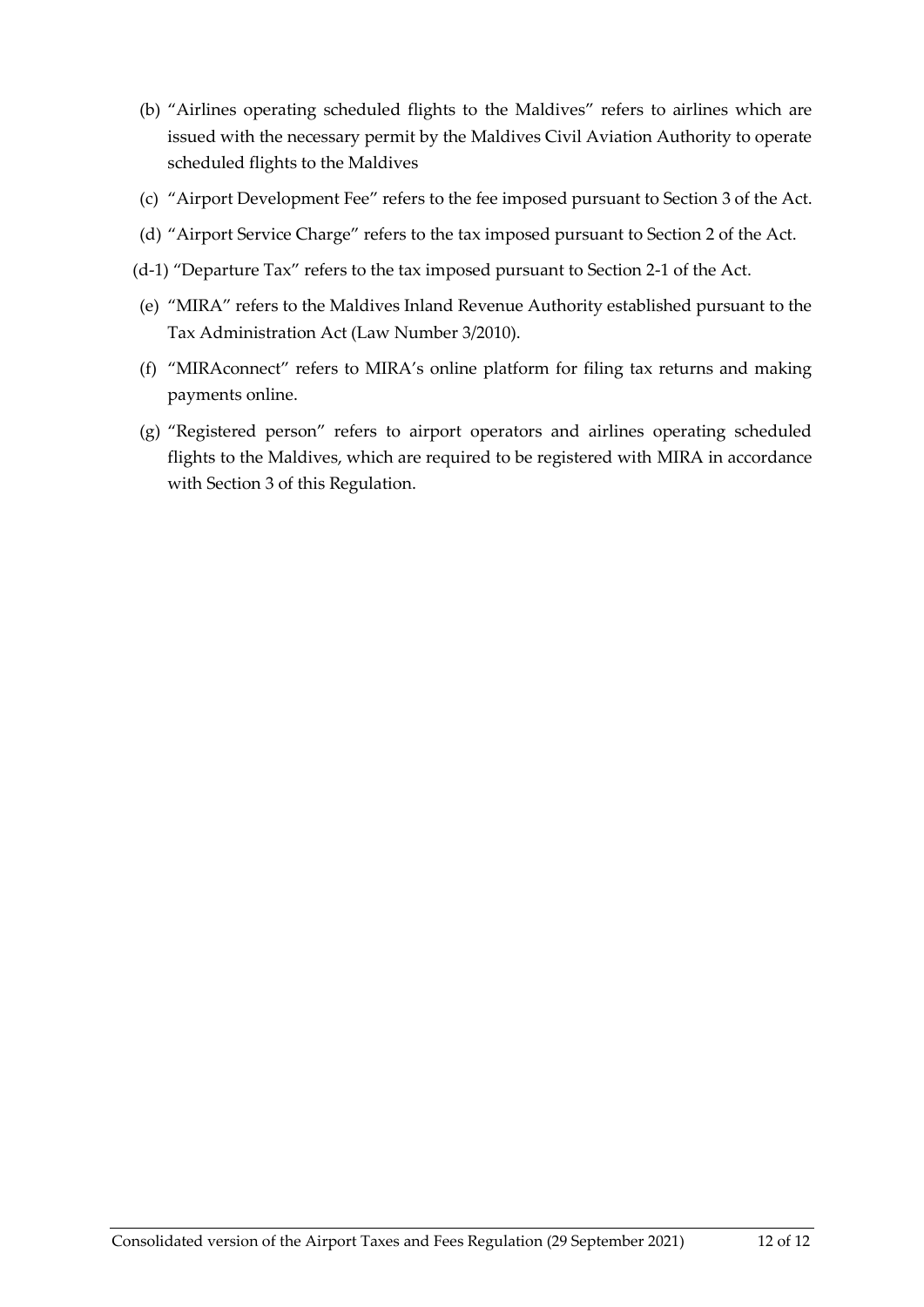(b) "Airlines operating scheduled flights to the Maldives" refers to airlines which are issued with the necessary permit by the Maldives Civil Aviation Authority to operate scheduled flights to the Maldives

(c) "Airport Development Fee" refers to the fee imposed pursuant to Section 3 of the Act.

(d) "Airport Service Charge" refers to the tax imposed pursuant to Section 2 of the Act.

(d-1) "Departure Tax" refers to the tax imposed pursuant to Section 2-1 of the Act.

(e) "MIRA" refers to the Maldives Inland Revenue Authority established pursuant to the Tax Administration Act (Law Number 3/2010).

(f) "MIRAconnect" refers to MIRA's online platform for filing tax returns and making payments online.

(g) "Registered person" refers to airport operators and airlines operating scheduled flights to the Maldives, which are required to be registered with MIRA in accordance with Section 3 of this Regulation.